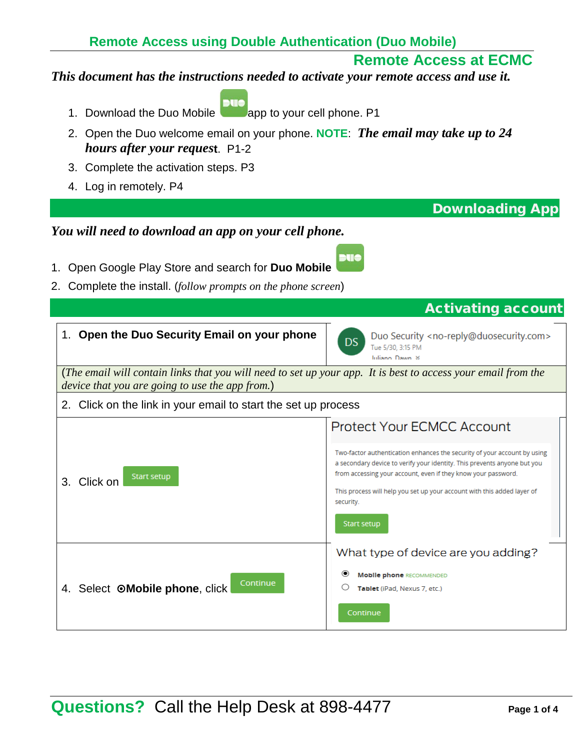# Remote Access using Double Authentication (Duo Mobile)

## Remote Access at ECMC

***This document has the instructions needed to activate your remote access and use it.***

1. Download the Duo Mobile app to your cell phone. P1
2. Open the Duo welcome email on your phone. **NOTE**: ***The email may take up to 24 hours after your request***. P1-2
3. Complete the activation steps. P3
4. Log in remotely. P4

## Downloading App

***You will need to download an app on your cell phone.***

1. Open Google Play Store and search for **Duo Mobile**
2. Complete the install. (*follow prompts on the phone screen*)

## Activating account

| | |
|---|---|
| 1. **Open the Duo Security Email on your phone** | DS Duo Security <no-reply@duosecurity.com> Tue 5/30, 3:15 PM Juliano, Dawn |
| (*The email will contain links that you will need to set up your app. It is best to access your email from the device that you are going to use the app from.*) | |
| 2. Click on the link in your email to start the set up process | |
| 3. Click on Start setup | Protect Your ECMCC Account<br>Two-factor authentication enhances the security of your account by using a secondary device to verify your identity. This prevents anyone but you from accessing your account, even if they know your password.<br>This process will help you set up your account with this added layer of security.<br>Start setup |
| 4. Select ⊙**Mobile phone**, click Continue | What type of device are you adding?<br>◉ **Mobile phone** RECOMMENDED<br>○ **Tablet** (iPad, Nexus 7, etc.)<br>Continue |

**Questions?** Call the Help Desk at 898-4477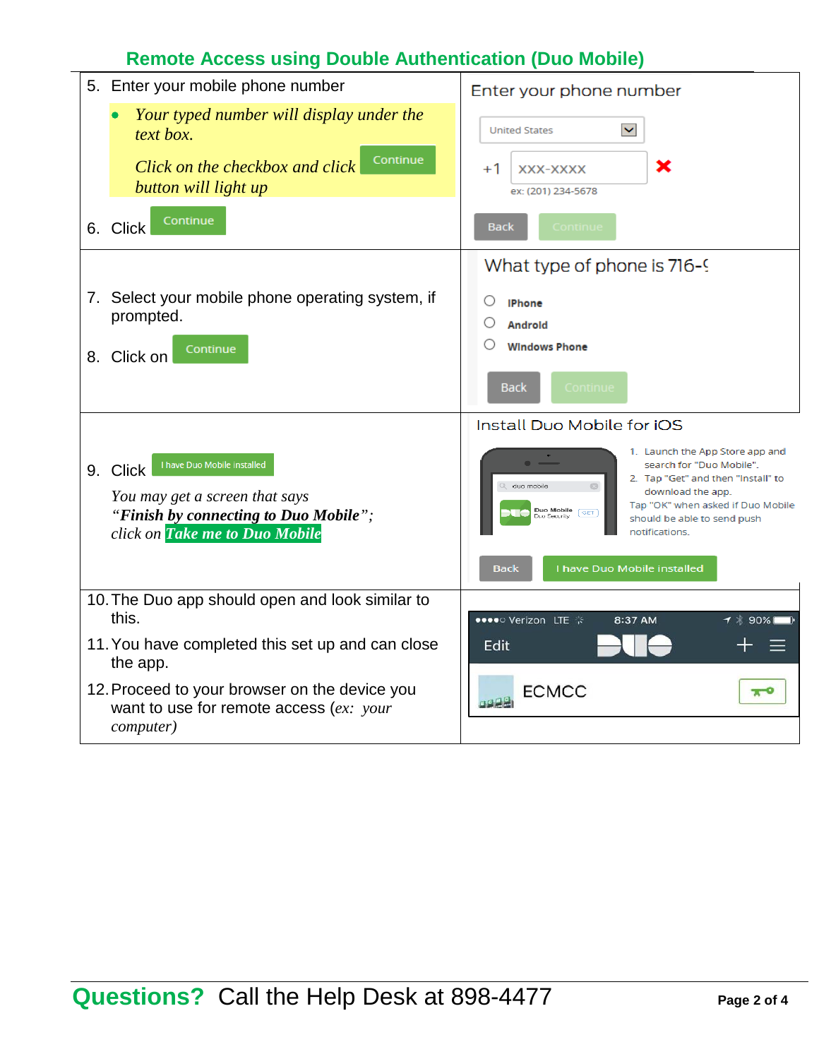## Remote Access using Double Authentication (Duo Mobile)

| Steps | Screens |
|---|---|
| 5. Enter your mobile phone number<br>• *Your typed number will display under the text box.*<br>*Click on the checkbox and click* Continue *button will light up*<br>6. Click Continue | Enter your phone number<br>United States<br>+1 XXX-XXXX<br>ex: (201) 234-5678<br>Back Continue |
| 7. Select your mobile phone operating system, if prompted.<br>8. Click on Continue | What type of phone is 716-<br>iPhone<br>Android<br>Windows Phone<br>Back Continue |
| 9. Click I have Duo Mobile installed<br>*You may get a screen that says "**Finish by connecting to Duo Mobile**"; click on* ***Take me to Duo Mobile*** | Install Duo Mobile for iOS<br>1. Launch the App Store app and search for "Duo Mobile".<br>2. Tap "Get" and then "Install" to download the app.<br>Tap "OK" when asked if Duo Mobile should be able to send push notifications.<br>Back I have Duo Mobile installed |
| 10. The Duo app should open and look similar to this.<br>11. You have completed this set up and can close the app.<br>12. Proceed to your browser on the device you want to use for remote access (*ex: your computer*) | Verizon LTE 8:37 AM 90%<br>Edit<br>ECMCC |

**Questions?** Call the Help Desk at 898-4477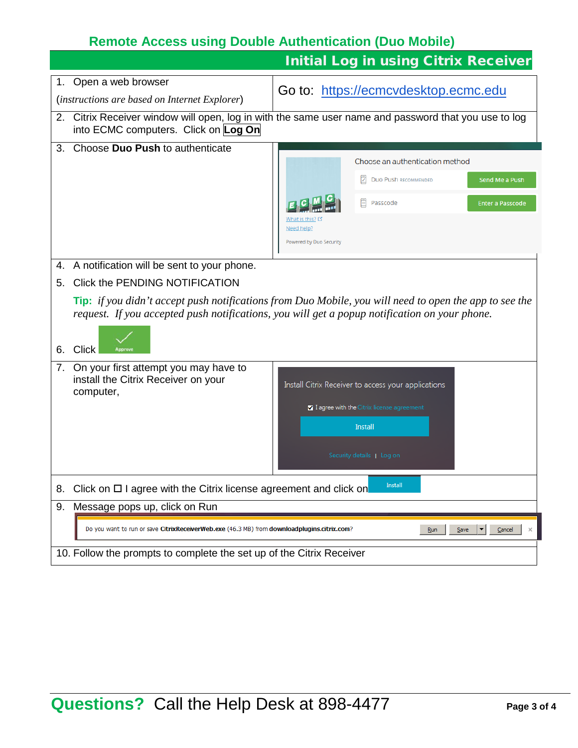## Remote Access using Double Authentication (Duo Mobile)

## Initial Log in using Citrix Receiver

1. Open a web browser
   (*instructions are based on Internet Explorer*)

   Go to: https://ecmcvdesktop.ecmc.edu

2. Citrix Receiver window will open, log in with the same user name and password that you use to log into ECMC computers. Click on **Log On**

3. Choose **Duo Push** to authenticate

4. A notification will be sent to your phone.

5. Click the PENDING NOTIFICATION

   **Tip:** *if you didn't accept push notifications from Duo Mobile, you will need to open the app to see the request. If you accepted push notifications, you will get a popup notification on your phone.*

6. Click Approve

7. On your first attempt you may have to install the Citrix Receiver on your computer,

8. Click on ☐ I agree with the Citrix license agreement and click on Install

9. Message pops up, click on Run

10. Follow the prompts to complete the set up of the Citrix Receiver

**Questions?** Call the Help Desk at 898-4477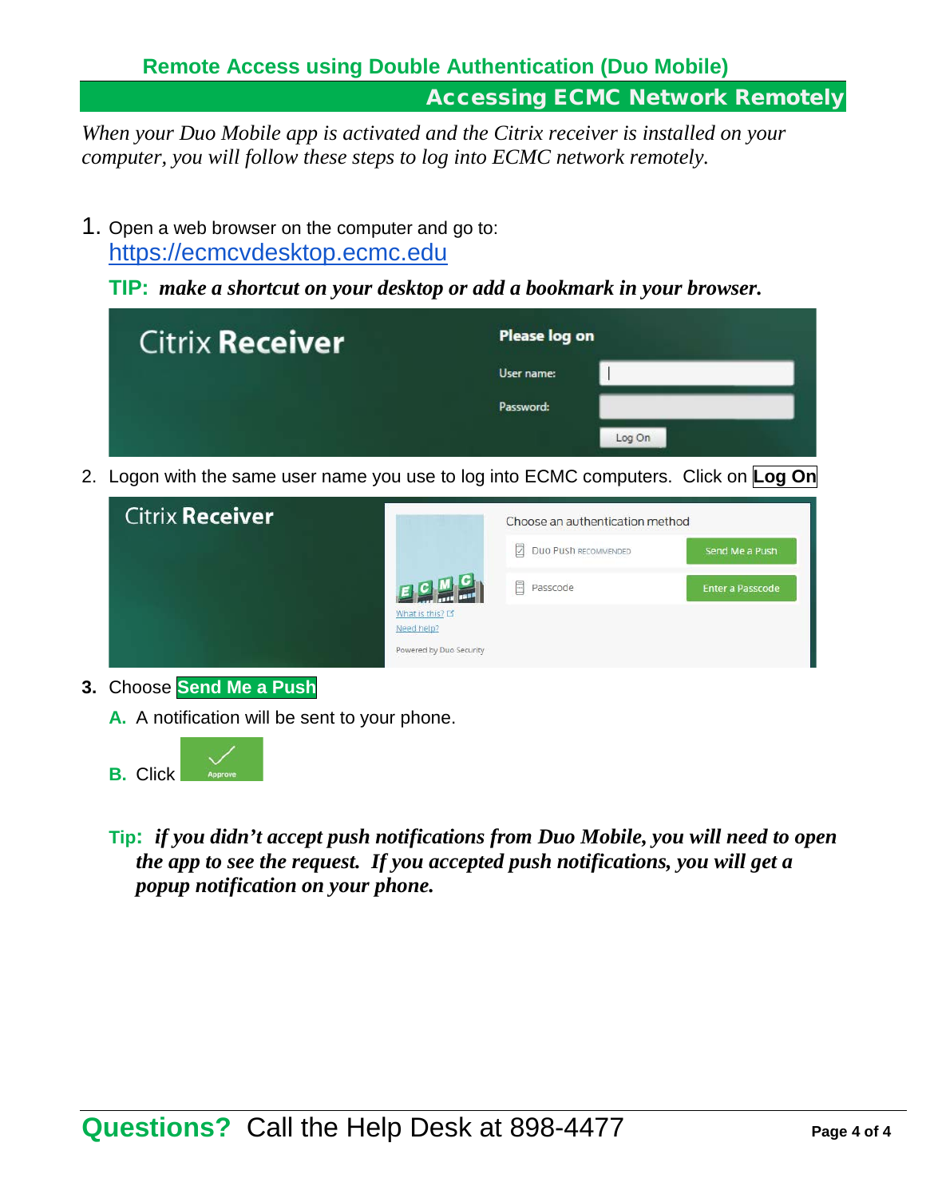## Remote Access using Double Authentication (Duo Mobile)

## Accessing ECMC Network Remotely

*When your Duo Mobile app is activated and the Citrix receiver is installed on your computer, you will follow these steps to log into ECMC network remotely.*

1. Open a web browser on the computer and go to: https://ecmcvdesktop.ecmc.edu

   **TIP:** ***make a shortcut on your desktop or add a bookmark in your browser.***

2. Logon with the same user name you use to log into ECMC computers. Click on **Log On**

3. Choose **Send Me a Push**

   **A.** A notification will be sent to your phone.

   **B.** Click Approve

   **Tip:** ***if you didn't accept push notifications from Duo Mobile, you will need to open the app to see the request. If you accepted push notifications, you will get a popup notification on your phone.***

**Questions?** Call the Help Desk at 898-4477